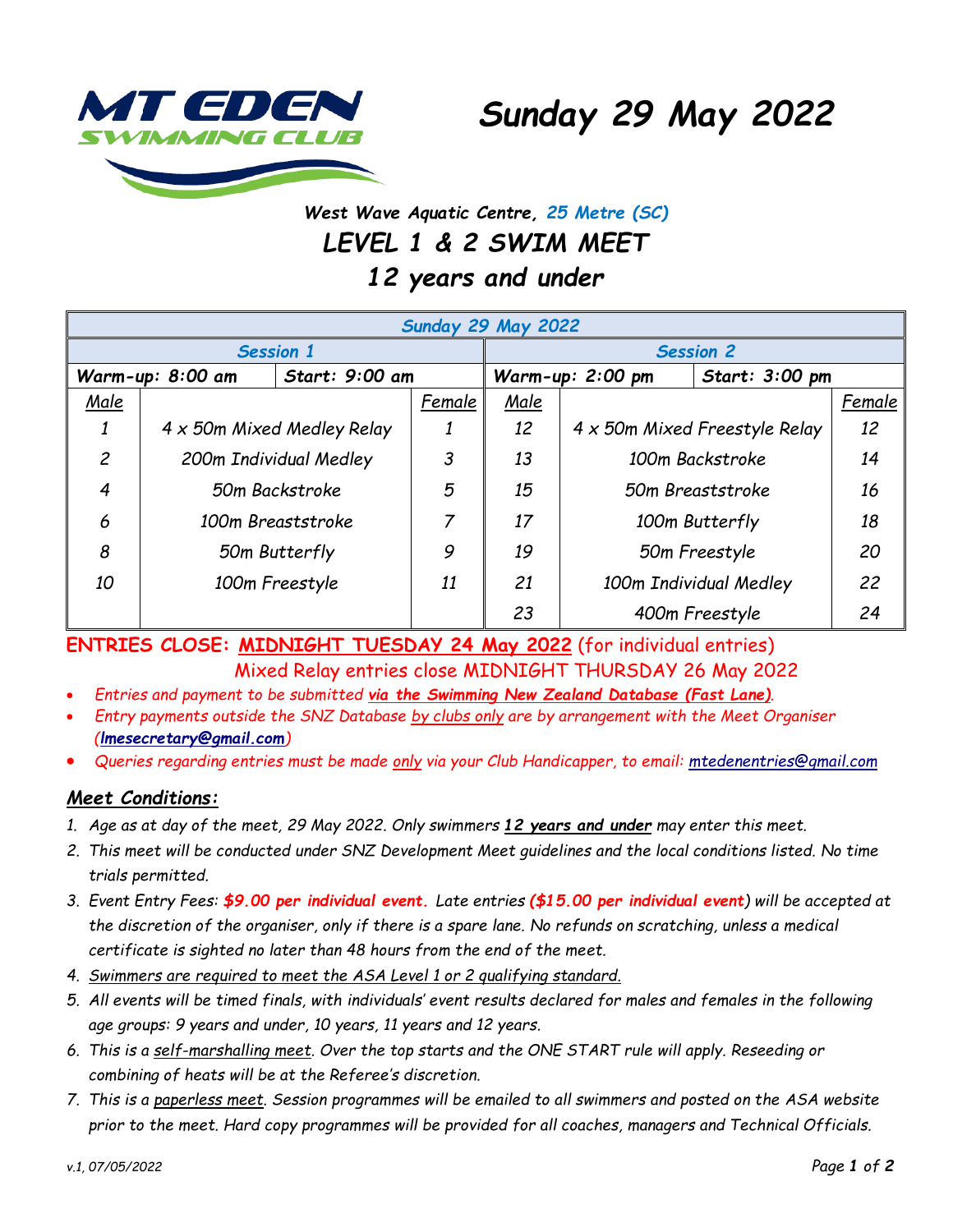MT EDEN SWIMMING CLUB

# Sunday 29 May 2022

***West Wave Aquatic Centre, 25 Metre (SC)***

## *LEVEL 1 & 2 SWIM MEET*

## *12 years and under*

| *Sunday 29 May 2022* | | | | | | | |
|---|---|---|---|---|---|---|---|
| *Session 1* | | | | *Session 2* | | | |
| **Warm-up: 8:00 am** | | **Start: 9:00 am** | | **Warm-up: 2:00 pm** | | **Start: 3:00 pm** | |
| Male | | | Female | Male | | | Female |
| 1 | 4 x 50m Mixed Medley Relay | | 1 | 12 | 4 x 50m Mixed Freestyle Relay | | 12 |
| 2 | 200m Individual Medley | | 3 | 13 | 100m Backstroke | | 14 |
| 4 | 50m Backstroke | | 5 | 15 | 50m Breaststroke | | 16 |
| 6 | 100m Breaststroke | | 7 | 17 | 100m Butterfly | | 18 |
| 8 | 50m Butterfly | | 9 | 19 | 50m Freestyle | | 20 |
| 10 | 100m Freestyle | | 11 | 21 | 100m Individual Medley | | 22 |
| | | | | 23 | 400m Freestyle | | 24 |

**ENTRIES CLOSE: MIDNIGHT TUESDAY 24 May 2022** (for individual entries)
Mixed Relay entries close MIDNIGHT THURSDAY 26 May 2022

- *Entries and payment to be submitted **via the Swimming New Zealand Database (Fast Lane)**.*
- *Entry payments outside the SNZ Database by clubs only are by arrangement with the Meet Organiser (**lmesecretary@gmail.com**)*
- *Queries regarding entries must be made only via your Club Handicapper, to email: mtedenentries@gmail.com*

### *Meet Conditions:*

1. *Age as at day of the meet, 29 May 2022. Only swimmers **12 years and under** may enter this meet.*
2. *This meet will be conducted under SNZ Development Meet guidelines and the local conditions listed. No time trials permitted.*
3. *Event Entry Fees: **$9.00 per individual event.** Late entries (**$15.00 per individual event**) will be accepted at the discretion of the organiser, only if there is a spare lane. No refunds on scratching, unless a medical certificate is sighted no later than 48 hours from the end of the meet.*
4. *Swimmers are required to meet the ASA Level 1 or 2 qualifying standard.*
5. *All events will be timed finals, with individuals' event results declared for males and females in the following age groups: 9 years and under, 10 years, 11 years and 12 years.*
6. *This is a self-marshalling meet. Over the top starts and the ONE START rule will apply. Reseeding or combining of heats will be at the Referee's discretion.*
7. *This is a paperless meet. Session programmes will be emailed to all swimmers and posted on the ASA website prior to the meet. Hard copy programmes will be provided for all coaches, managers and Technical Officials.*

*v.1, 07/05/2022*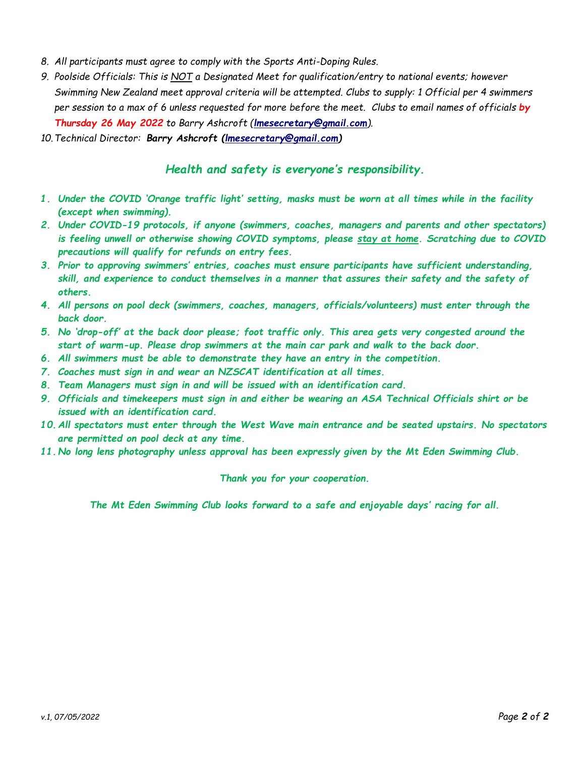8. *All participants must agree to comply with the Sports Anti-Doping Rules.*
9. *Poolside Officials: This is NOT a Designated Meet for qualification/entry to national events; however Swimming New Zealand meet approval criteria will be attempted. Clubs to supply: 1 Official per 4 swimmers per session to a max of 6 unless requested for more before the meet. Clubs to email names of officials **by Thursday 26 May 2022** to Barry Ashcroft (lmesecretary@gmail.com).*
10. *Technical Director: **Barry Ashcroft (lmesecretary@gmail.com)***

## *Health and safety is everyone's responsibility.*

1. ***Under the COVID 'Orange traffic light' setting, masks must be worn at all times while in the facility (except when swimming).***
2. ***Under COVID-19 protocols, if anyone (swimmers, coaches, managers and parents and other spectators) is feeling unwell or otherwise showing COVID symptoms, please stay at home. Scratching due to COVID precautions will qualify for refunds on entry fees.***
3. ***Prior to approving swimmers' entries, coaches must ensure participants have sufficient understanding, skill, and experience to conduct themselves in a manner that assures their safety and the safety of others.***
4. ***All persons on pool deck (swimmers, coaches, managers, officials/volunteers) must enter through the back door.***
5. ***No 'drop-off' at the back door please; foot traffic only. This area gets very congested around the start of warm-up. Please drop swimmers at the main car park and walk to the back door.***
6. ***All swimmers must be able to demonstrate they have an entry in the competition.***
7. ***Coaches must sign in and wear an NZSCAT identification at all times.***
8. ***Team Managers must sign in and will be issued with an identification card.***
9. ***Officials and timekeepers must sign in and either be wearing an ASA Technical Officials shirt or be issued with an identification card.***
10. ***All spectators must enter through the West Wave main entrance and be seated upstairs. No spectators are permitted on pool deck at any time.***
11. ***No long lens photography unless approval has been expressly given by the Mt Eden Swimming Club.***

***Thank you for your cooperation.***

***The Mt Eden Swimming Club looks forward to a safe and enjoyable days' racing for all.***

*v.1, 07/05/2022*